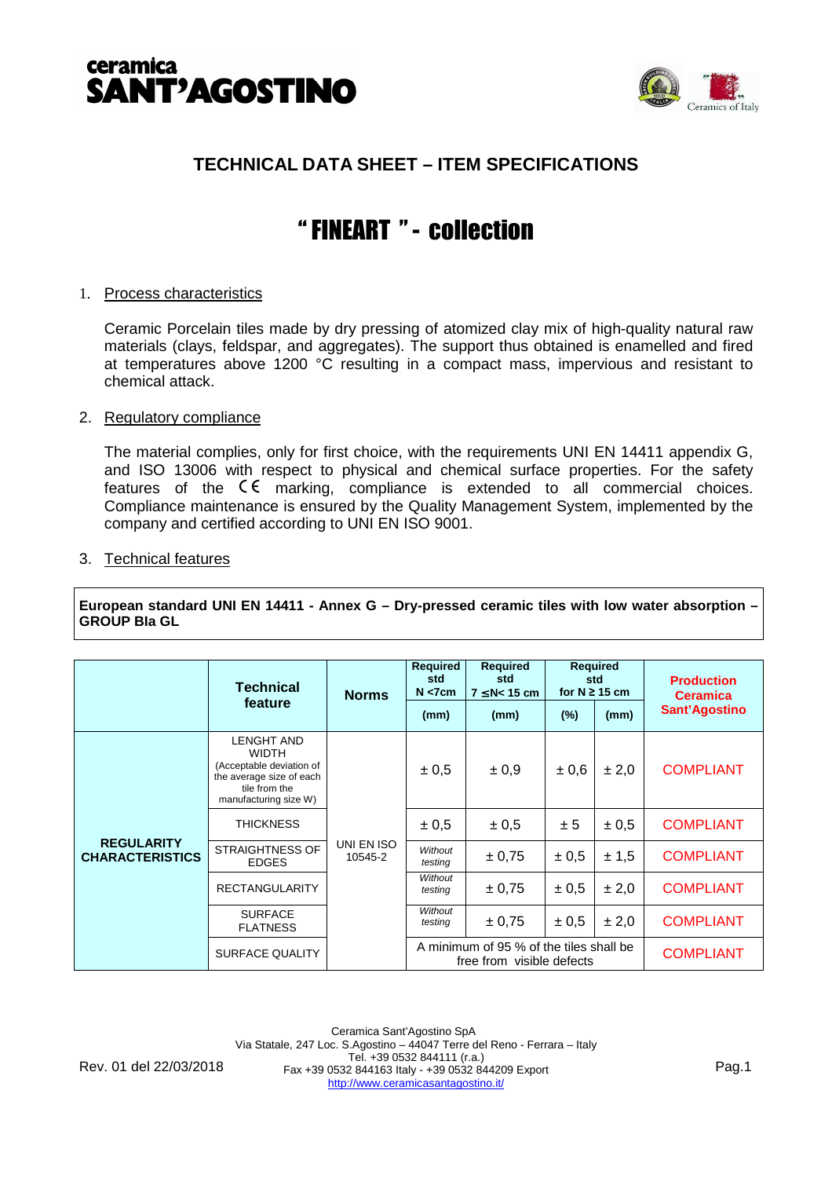ceramica
SANT'AGOSTINO

## TECHNICAL DATA SHEET – ITEM SPECIFICATIONS

# " FINEART " - collection

1. Process characteristics

Ceramic Porcelain tiles made by dry pressing of atomized clay mix of high-quality natural raw materials (clays, feldspar, and aggregates). The support thus obtained is enamelled and fired at temperatures above 1200 °C resulting in a compact mass, impervious and resistant to chemical attack.

2. Regulatory compliance

The material complies, only for first choice, with the requirements UNI EN 14411 appendix G, and ISO 13006 with respect to physical and chemical surface properties. For the safety features of the CE marking, compliance is extended to all commercial choices. Compliance maintenance is ensured by the Quality Management System, implemented by the company and certified according to UNI EN ISO 9001.

3. Technical features

**European standard UNI EN 14411 - Annex G – Dry-pressed ceramic tiles with low water absorption – GROUP BIa GL**

| | Technical feature | Norms | Required std N <7cm | Required std 7 ≤N< 15 cm | Required std for N ≥ 15 cm | | Production Ceramica Sant'Agostino |
|---|---|---|---|---|---|---|---|
| | | | (mm) | (mm) | (%) | (mm) | |
| REGULARITY CHARACTERISTICS | LENGHT AND WIDTH (Acceptable deviation of the average size of each tile from the manufacturing size W) | UNI EN ISO 10545-2 | ± 0,5 | ± 0,9 | ± 0,6 | ± 2,0 | COMPLIANT |
| | THICKNESS | | ± 0,5 | ± 0,5 | ± 5 | ± 0,5 | COMPLIANT |
| | STRAIGHTNESS OF EDGES | | *Without testing* | ± 0,75 | ± 0,5 | ± 1,5 | COMPLIANT |
| | RECTANGULARITY | | *Without testing* | ± 0,75 | ± 0,5 | ± 2,0 | COMPLIANT |
| | SURFACE FLATNESS | | *Without testing* | ± 0,75 | ± 0,5 | ± 2,0 | COMPLIANT |
| | SURFACE QUALITY | | A minimum of 95 % of the tiles shall be free from visible defects | | | | COMPLIANT |

Ceramica Sant'Agostino SpA
Via Statale, 247 Loc. S.Agostino – 44047 Terre del Reno - Ferrara – Italy
Tel. +39 0532 844111 (r.a.)
Fax +39 0532 844163 Italy - +39 0532 844209 Export
http://www.ceramicasantagostino.it/

Rev. 01 del 22/03/2018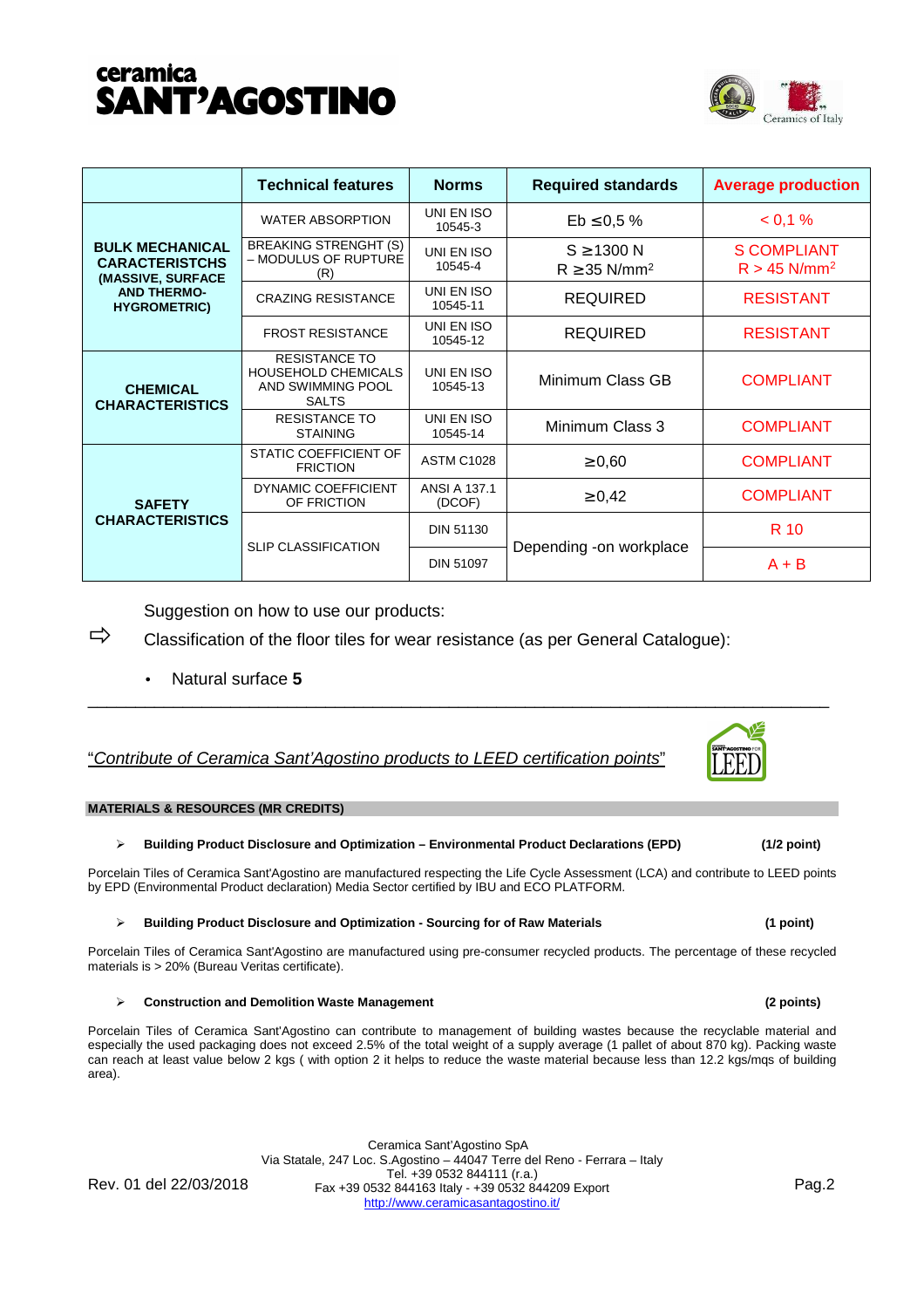# ceramica SANT'AGOSTINO

| | Technical features | Norms | Required standards | Average production |
|---|---|---|---|---|
| **BULK MECHANICAL CARACTERISTCHS (MASSIVE, SURFACE AND THERMO-HYGROMETRIC)** | WATER ABSORPTION | UNI EN ISO 10545-3 | Eb ≤0,5 % | < 0,1 % |
| | BREAKING STRENGHT (S) – MODULUS OF RUPTURE (R) | UNI EN ISO 10545-4 | S ≥1300 N<br>R ≥35 N/mm² | S COMPLIANT<br>R > 45 N/mm² |
| | CRAZING RESISTANCE | UNI EN ISO 10545-11 | REQUIRED | RESISTANT |
| | FROST RESISTANCE | UNI EN ISO 10545-12 | REQUIRED | RESISTANT |
| **CHEMICAL CHARACTERISTICS** | RESISTANCE TO HOUSEHOLD CHEMICALS AND SWIMMING POOL SALTS | UNI EN ISO 10545-13 | Minimum Class GB | COMPLIANT |
| | RESISTANCE TO STAINING | UNI EN ISO 10545-14 | Minimum Class 3 | COMPLIANT |
| **SAFETY CHARACTERISTICS** | STATIC COEFFICIENT OF FRICTION | ASTM C1028 | ≥0,60 | COMPLIANT |
| | DYNAMIC COEFFICIENT OF FRICTION | ANSI A 137.1 (DCOF) | ≥0,42 | COMPLIANT |
| | SLIP CLASSIFICATION | DIN 51130 | Depending -on workplace | R 10 |
| | | DIN 51097 | | A + B |

Suggestion on how to use our products:

⇨ Classification of the floor tiles for wear resistance (as per General Catalogue):

- Natural surface **5**

---

"*Contribute of Ceramica Sant'Agostino products to LEED certification points*"

**MATERIALS & RESOURCES (MR CREDITS)**

- **Building Product Disclosure and Optimization – Environmental Product Declarations (EPD)** **(1/2 point)**

Porcelain Tiles of Ceramica Sant'Agostino are manufactured respecting the Life Cycle Assessment (LCA) and contribute to LEED points by EPD (Environmental Product declaration) Media Sector certified by IBU and ECO PLATFORM.

- **Building Product Disclosure and Optimization - Sourcing for of Raw Materials** **(1 point)**

Porcelain Tiles of Ceramica Sant'Agostino are manufactured using pre-consumer recycled products. The percentage of these recycled materials is > 20% (Bureau Veritas certificate).

- **Construction and Demolition Waste Management** **(2 points)**

Porcelain Tiles of Ceramica Sant'Agostino can contribute to management of building wastes because the recyclable material and especially the used packaging does not exceed 2.5% of the total weight of a supply average (1 pallet of about 870 kg). Packing waste can reach at least value below 2 kgs ( with option 2 it helps to reduce the waste material because less than 12.2 kgs/mqs of building area).

Rev. 01 del 22/03/2018

Ceramica Sant'Agostino SpA
Via Statale, 247 Loc. S.Agostino – 44047 Terre del Reno - Ferrara – Italy
Tel. +39 0532 844111 (r.a.)
Fax +39 0532 844163 Italy - +39 0532 844209 Export
http://www.ceramicasantagostino.it/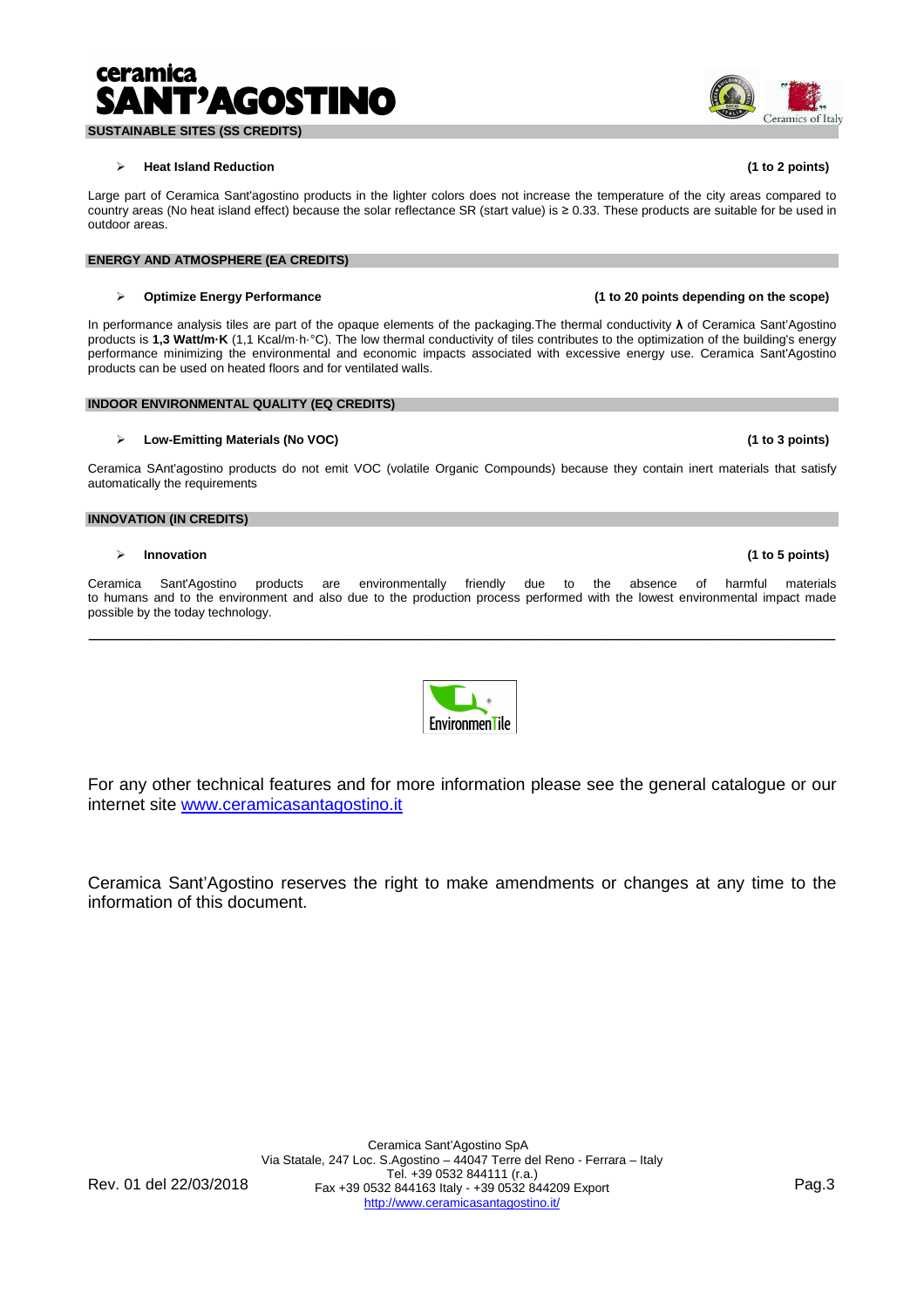## SUSTAINABLE SITES (SS CREDITS)

- **Heat Island Reduction** **(1 to 2 points)**

Large part of Ceramica Sant'agostino products in the lighter colors does not increase the temperature of the city areas compared to country areas (No heat island effect) because the solar reflectance SR (start value) is ≥ 0.33. These products are suitable for be used in outdoor areas.

## ENERGY AND ATMOSPHERE (EA CREDITS)

- **Optimize Energy Performance** **(1 to 20 points depending on the scope)**

In performance analysis tiles are part of the opaque elements of the packaging.The thermal conductivity **λ** of Ceramica Sant'Agostino products is **1,3 Watt/m·K** (1,1 Kcal/m·h·°C). The low thermal conductivity of tiles contributes to the optimization of the building's energy performance minimizing the environmental and economic impacts associated with excessive energy use. Ceramica Sant'Agostino products can be used on heated floors and for ventilated walls.

## INDOOR ENVIRONMENTAL QUALITY (EQ CREDITS)

- **Low-Emitting Materials (No VOC)** **(1 to 3 points)**

Ceramica SAnt'agostino products do not emit VOC (volatile Organic Compounds) because they contain inert materials that satisfy automatically the requirements

## INNOVATION (IN CREDITS)

- **Innovation** **(1 to 5 points)**

Ceramica Sant'Agostino products are environmentally friendly due to the absence of harmful materials to humans and to the environment and also due to the production process performed with the lowest environmental impact made possible by the today technology.

---

For any other technical features and for more information please see the general catalogue or our internet site www.ceramicasantagostino.it

Ceramica Sant'Agostino reserves the right to make amendments or changes at any time to the information of this document.